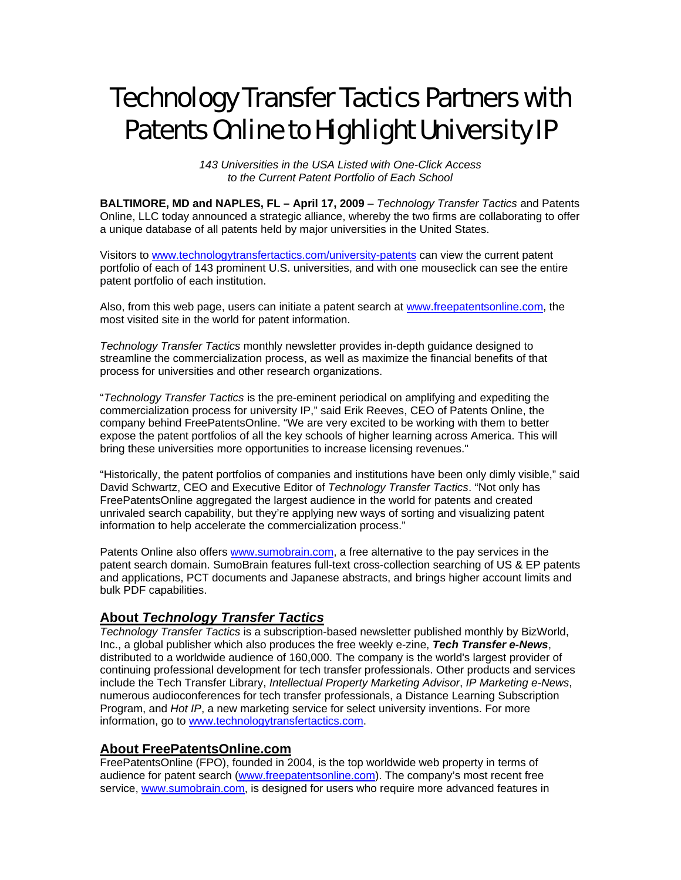# Technology Transfer Tactics Partners with Patents Online to Highlight University IP

*143 Universities in the USA Listed with One-Click Access to the Current Patent Portfolio of Each School*

**BALTIMORE, MD and NAPLES, FL – April 17, 2009** – *Technology Transfer Tactics* and Patents Online, LLC today announced a strategic alliance, whereby the two firms are collaborating to offer a unique database of all patents held by major universities in the United States.

Visitors to www.technologytransfertactics.com/university-patents can view the current patent portfolio of each of 143 prominent U.S. universities, and with one mouseclick can see the entire patent portfolio of each institution.

Also, from this web page, users can initiate a patent search at www.freepatentsonline.com, the most visited site in the world for patent information.

*Technology Transfer Tactics* monthly newsletter provides in-depth guidance designed to streamline the commercialization process, as well as maximize the financial benefits of that process for universities and other research organizations.

"*Technology Transfer Tactics* is the pre-eminent periodical on amplifying and expediting the commercialization process for university IP," said Erik Reeves, CEO of Patents Online, the company behind FreePatentsOnline. "We are very excited to be working with them to better expose the patent portfolios of all the key schools of higher learning across America. This will bring these universities more opportunities to increase licensing revenues."

"Historically, the patent portfolios of companies and institutions have been only dimly visible," said David Schwartz, CEO and Executive Editor of *Technology Transfer Tactics*. "Not only has FreePatentsOnline aggregated the largest audience in the world for patents and created unrivaled search capability, but they're applying new ways of sorting and visualizing patent information to help accelerate the commercialization process."

Patents Online also offers www.sumobrain.com, a free alternative to the pay services in the patent search domain. SumoBrain features full-text cross-collection searching of US & EP patents and applications, PCT documents and Japanese abstracts, and brings higher account limits and bulk PDF capabilities.

## About *Technology Transfer Tactics*

*Technology Transfer Tactics* is a subscription-based newsletter published monthly by BizWorld, Inc., a global publisher which also produces the free weekly e-zine, ***Tech Transfer e-News***, distributed to a worldwide audience of 160,000. The company is the world's largest provider of continuing professional development for tech transfer professionals. Other products and services include the Tech Transfer Library, *Intellectual Property Marketing Advisor*, *IP Marketing e-News*, numerous audioconferences for tech transfer professionals, a Distance Learning Subscription Program, and *Hot IP*, a new marketing service for select university inventions. For more information, go to www.technologytransfertactics.com.

## About FreePatentsOnline.com

FreePatentsOnline (FPO), founded in 2004, is the top worldwide web property in terms of audience for patent search (www.freepatentsonline.com). The company's most recent free service, www.sumobrain.com, is designed for users who require more advanced features in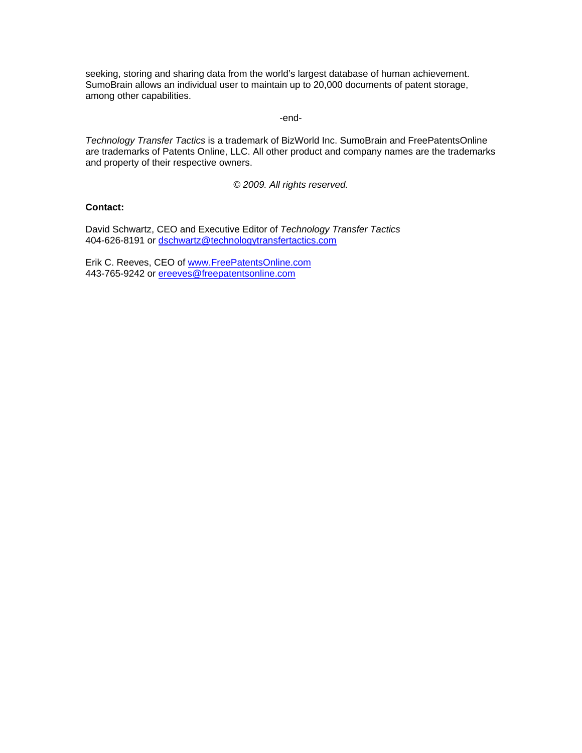seeking, storing and sharing data from the world's largest database of human achievement. SumoBrain allows an individual user to maintain up to 20,000 documents of patent storage, among other capabilities.

-end-

*Technology Transfer Tactics* is a trademark of BizWorld Inc. SumoBrain and FreePatentsOnline are trademarks of Patents Online, LLC. All other product and company names are the trademarks and property of their respective owners.

*© 2009. All rights reserved.*

**Contact:**

David Schwartz, CEO and Executive Editor of *Technology Transfer Tactics*
404-626-8191 or dschwartz@technologytransfertactics.com

Erik C. Reeves, CEO of www.FreePatentsOnline.com
443-765-9242 or ereeves@freepatentsonline.com